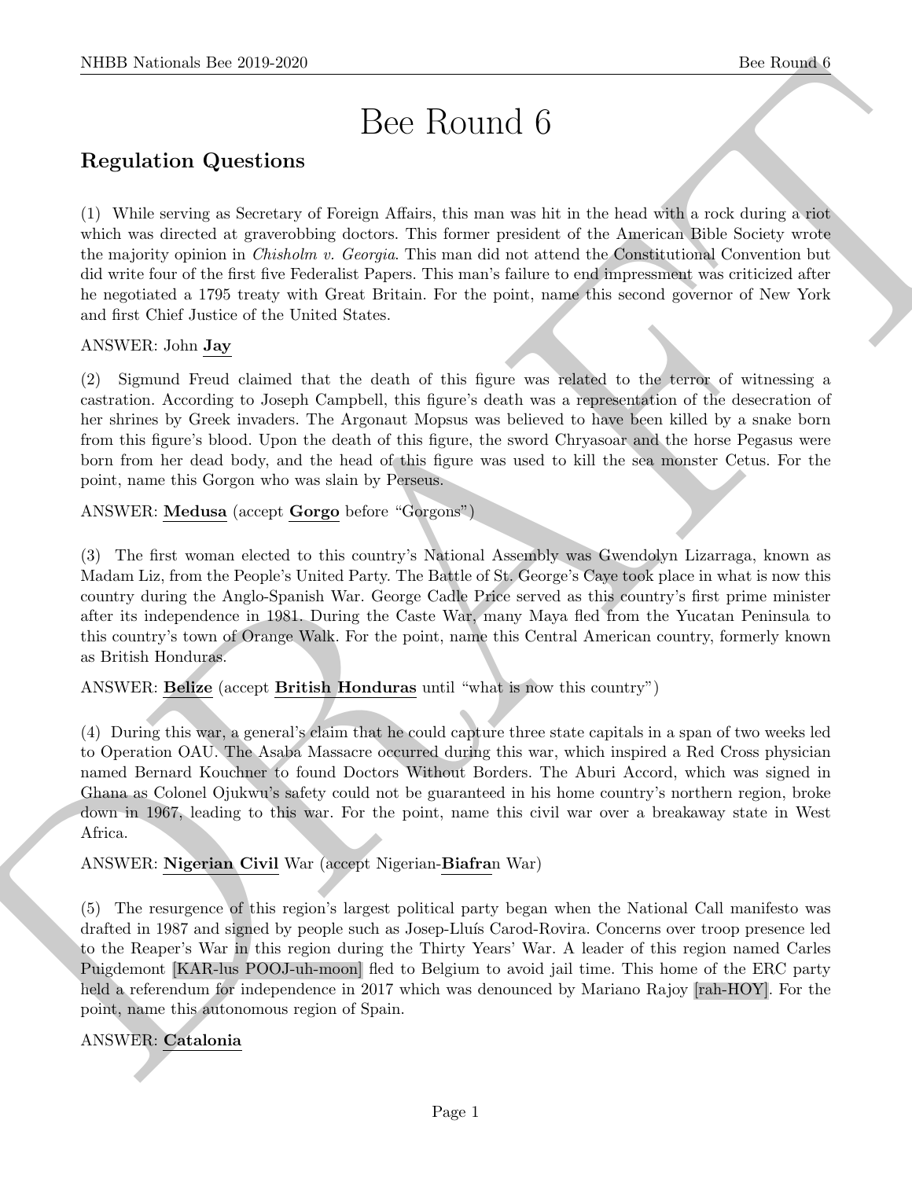# Bee Round 6

## Regulation Questions

(1) While serving as Secretary of Foreign Affairs, this man was hit in the head with a rock during a riot which was directed at graverobbing doctors. This former president of the American Bible Society wrote the majority opinion in *Chisholm v. Georgia*. This man did not attend the Constitutional Convention but did write four of the first five Federalist Papers. This man's failure to end impressment was criticized after he negotiated a 1795 treaty with Great Britain. For the point, name this second governor of New York and first Chief Justice of the United States.

ANSWER: John **Jay**

(2) Sigmund Freud claimed that the death of this figure was related to the terror of witnessing a castration. According to Joseph Campbell, this figure's death was a representation of the desecration of her shrines by Greek invaders. The Argonaut Mopsus was believed to have been killed by a snake born from this figure's blood. Upon the death of this figure, the sword Chryasoar and the horse Pegasus were born from her dead body, and the head of this figure was used to kill the sea monster Cetus. For the point, name this Gorgon who was slain by Perseus.

ANSWER: **Medusa** (accept **Gorgo** before "Gorgons")

(3) The first woman elected to this country's National Assembly was Gwendolyn Lizarraga, known as Madam Liz, from the People's United Party. The Battle of St. George's Caye took place in what is now this country during the Anglo-Spanish War. George Cadle Price served as this country's first prime minister after its independence in 1981. During the Caste War, many Maya fled from the Yucatan Peninsula to this country's town of Orange Walk. For the point, name this Central American country, formerly known as British Honduras.

ANSWER: **Belize** (accept **British Honduras** until "what is now this country")

(4) During this war, a general's claim that he could capture three state capitals in a span of two weeks led to Operation OAU. The Asaba Massacre occurred during this war, which inspired a Red Cross physician named Bernard Kouchner to found Doctors Without Borders. The Aburi Accord, which was signed in Ghana as Colonel Ojukwu's safety could not be guaranteed in his home country's northern region, broke down in 1967, leading to this war. For the point, name this civil war over a breakaway state in West Africa.

ANSWER: **Nigerian Civil** War (accept Nigerian-**Biafra**n War)

(5) The resurgence of this region's largest political party began when the National Call manifesto was drafted in 1987 and signed by people such as Josep-Lluís Carod-Rovira. Concerns over troop presence led to the Reaper's War in this region during the Thirty Years' War. A leader of this region named Carles Puigdemont [KAR-lus POOJ-uh-moon] fled to Belgium to avoid jail time. This home of the ERC party held a referendum for independence in 2017 which was denounced by Mariano Rajoy [rah-HOY]. For the point, name this autonomous region of Spain.

ANSWER: **Catalonia**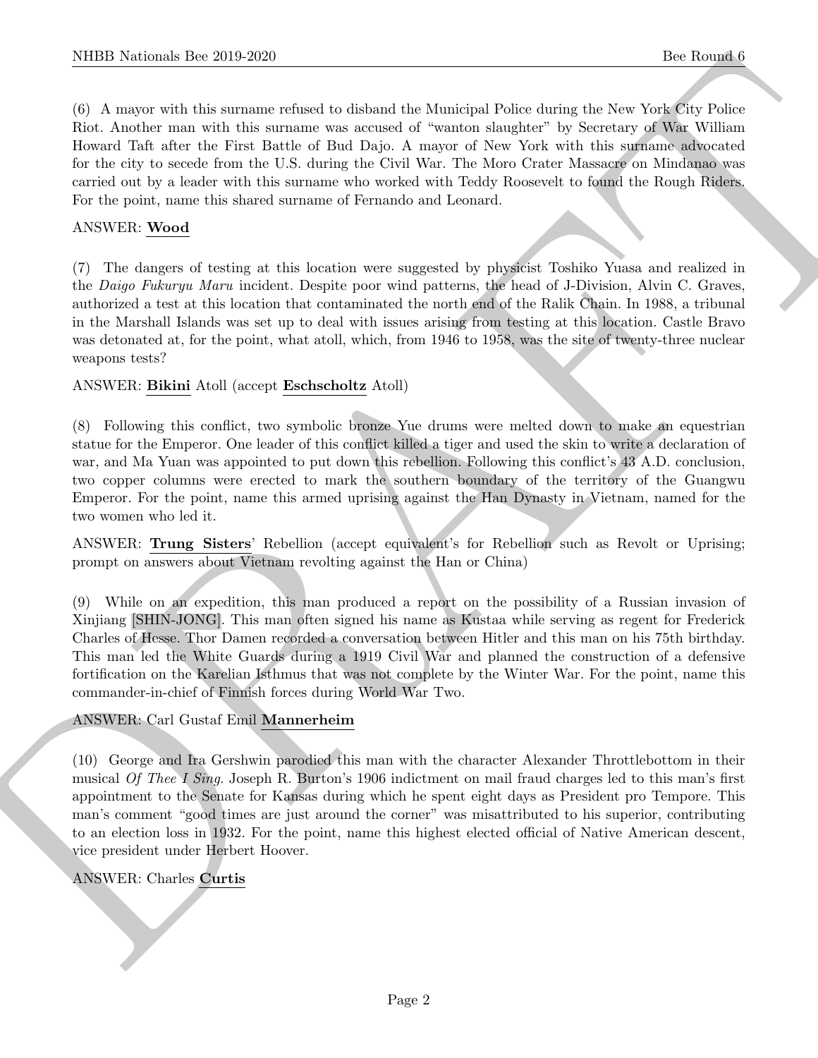(6) A mayor with this surname refused to disband the Municipal Police during the New York City Police Riot. Another man with this surname was accused of "wanton slaughter" by Secretary of War William Howard Taft after the First Battle of Bud Dajo. A mayor of New York with this surname advocated for the city to secede from the U.S. during the Civil War. The Moro Crater Massacre on Mindanao was carried out by a leader with this surname who worked with Teddy Roosevelt to found the Rough Riders. For the point, name this shared surname of Fernando and Leonard.

ANSWER: **Wood**

(7) The dangers of testing at this location were suggested by physicist Toshiko Yuasa and realized in the *Daigo Fukuryu Maru* incident. Despite poor wind patterns, the head of J-Division, Alvin C. Graves, authorized a test at this location that contaminated the north end of the Ralik Chain. In 1988, a tribunal in the Marshall Islands was set up to deal with issues arising from testing at this location. Castle Bravo was detonated at, for the point, what atoll, which, from 1946 to 1958, was the site of twenty-three nuclear weapons tests?

ANSWER: **Bikini** Atoll (accept **Eschscholtz** Atoll)

(8) Following this conflict, two symbolic bronze Yue drums were melted down to make an equestrian statue for the Emperor. One leader of this conflict killed a tiger and used the skin to write a declaration of war, and Ma Yuan was appointed to put down this rebellion. Following this conflict's 43 A.D. conclusion, two copper columns were erected to mark the southern boundary of the territory of the Guangwu Emperor. For the point, name this armed uprising against the Han Dynasty in Vietnam, named for the two women who led it.

ANSWER: **Trung Sisters**' Rebellion (accept equivalent's for Rebellion such as Revolt or Uprising; prompt on answers about Vietnam revolting against the Han or China)

(9) While on an expedition, this man produced a report on the possibility of a Russian invasion of Xinjiang [SHIN-JONG]. This man often signed his name as Kustaa while serving as regent for Frederick Charles of Hesse. Thor Damen recorded a conversation between Hitler and this man on his 75th birthday. This man led the White Guards during a 1919 Civil War and planned the construction of a defensive fortification on the Karelian Isthmus that was not complete by the Winter War. For the point, name this commander-in-chief of Finnish forces during World War Two.

ANSWER: Carl Gustaf Emil **Mannerheim**

(10) George and Ira Gershwin parodied this man with the character Alexander Throttlebottom in their musical *Of Thee I Sing*. Joseph R. Burton's 1906 indictment on mail fraud charges led to this man's first appointment to the Senate for Kansas during which he spent eight days as President pro Tempore. This man's comment "good times are just around the corner" was misattributed to his superior, contributing to an election loss in 1932. For the point, name this highest elected official of Native American descent, vice president under Herbert Hoover.

ANSWER: Charles **Curtis**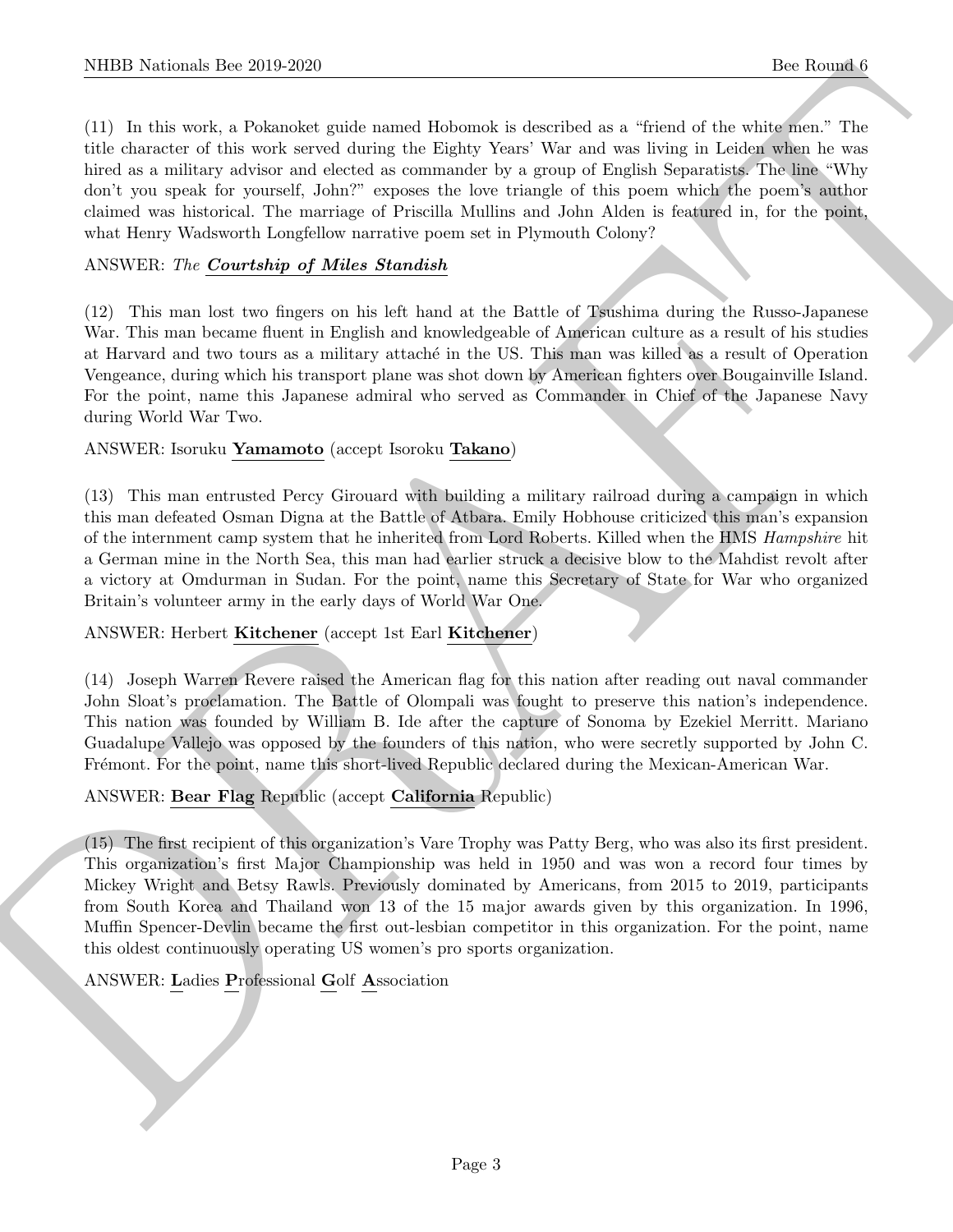(11) In this work, a Pokanoket guide named Hobomok is described as a "friend of the white men." The title character of this work served during the Eighty Years' War and was living in Leiden when he was hired as a military advisor and elected as commander by a group of English Separatists. The line "Why don't you speak for yourself, John?" exposes the love triangle of this poem which the poem's author claimed was historical. The marriage of Priscilla Mullins and John Alden is featured in, for the point, what Henry Wadsworth Longfellow narrative poem set in Plymouth Colony?

ANSWER: *The* ***Courtship of Miles Standish***

(12) This man lost two fingers on his left hand at the Battle of Tsushima during the Russo-Japanese War. This man became fluent in English and knowledgeable of American culture as a result of his studies at Harvard and two tours as a military attaché in the US. This man was killed as a result of Operation Vengeance, during which his transport plane was shot down by American fighters over Bougainville Island. For the point, name this Japanese admiral who served as Commander in Chief of the Japanese Navy during World War Two.

ANSWER: Isoruku **Yamamoto** (accept Isoroku **Takano**)

(13) This man entrusted Percy Girouard with building a military railroad during a campaign in which this man defeated Osman Digna at the Battle of Atbara. Emily Hobhouse criticized this man's expansion of the internment camp system that he inherited from Lord Roberts. Killed when the HMS *Hampshire* hit a German mine in the North Sea, this man had earlier struck a decisive blow to the Mahdist revolt after a victory at Omdurman in Sudan. For the point, name this Secretary of State for War who organized Britain's volunteer army in the early days of World War One.

ANSWER: Herbert **Kitchener** (accept 1st Earl **Kitchener**)

(14) Joseph Warren Revere raised the American flag for this nation after reading out naval commander John Sloat's proclamation. The Battle of Olompali was fought to preserve this nation's independence. This nation was founded by William B. Ide after the capture of Sonoma by Ezekiel Merritt. Mariano Guadalupe Vallejo was opposed by the founders of this nation, who were secretly supported by John C. Frémont. For the point, name this short-lived Republic declared during the Mexican-American War.

ANSWER: **Bear Flag** Republic (accept **California** Republic)

(15) The first recipient of this organization's Vare Trophy was Patty Berg, who was also its first president. This organization's first Major Championship was held in 1950 and was won a record four times by Mickey Wright and Betsy Rawls. Previously dominated by Americans, from 2015 to 2019, participants from South Korea and Thailand won 13 of the 15 major awards given by this organization. In 1996, Muffin Spencer-Devlin became the first out-lesbian competitor in this organization. For the point, name this oldest continuously operating US women's pro sports organization.

ANSWER: **L**adies **P**rofessional **G**olf **A**ssociation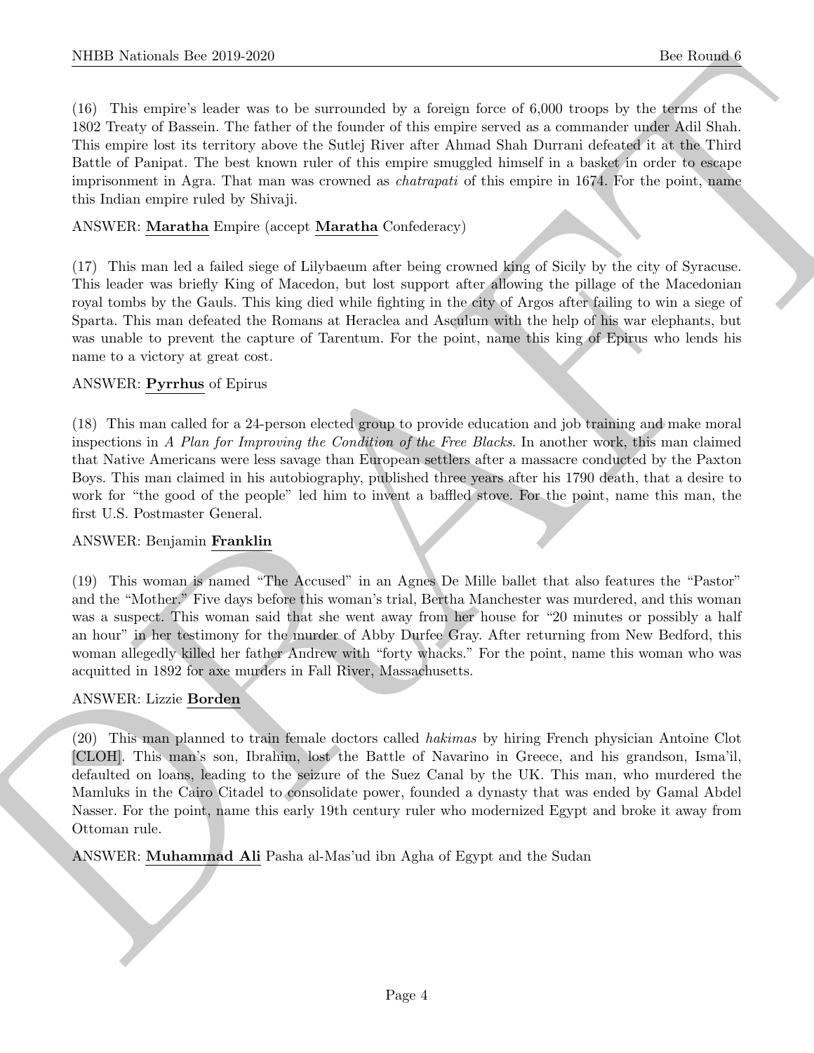(16) This empire's leader was to be surrounded by a foreign force of 6,000 troops by the terms of the 1802 Treaty of Bassein. The father of the founder of this empire served as a commander under Adil Shah. This empire lost its territory above the Sutlej River after Ahmad Shah Durrani defeated it at the Third Battle of Panipat. The best known ruler of this empire smuggled himself in a basket in order to escape imprisonment in Agra. That man was crowned as *chatrapati* of this empire in 1674. For the point, name this Indian empire ruled by Shivaji.

ANSWER: **Maratha** Empire (accept **Maratha** Confederacy)

(17) This man led a failed siege of Lilybaeum after being crowned king of Sicily by the city of Syracuse. This leader was briefly King of Macedon, but lost support after allowing the pillage of the Macedonian royal tombs by the Gauls. This king died while fighting in the city of Argos after failing to win a siege of Sparta. This man defeated the Romans at Heraclea and Asculum with the help of his war elephants, but was unable to prevent the capture of Tarentum. For the point, name this king of Epirus who lends his name to a victory at great cost.

ANSWER: **Pyrrhus** of Epirus

(18) This man called for a 24-person elected group to provide education and job training and make moral inspections in *A Plan for Improving the Condition of the Free Blacks*. In another work, this man claimed that Native Americans were less savage than European settlers after a massacre conducted by the Paxton Boys. This man claimed in his autobiography, published three years after his 1790 death, that a desire to work for "the good of the people" led him to invent a baffled stove. For the point, name this man, the first U.S. Postmaster General.

ANSWER: Benjamin **Franklin**

(19) This woman is named "The Accused" in an Agnes De Mille ballet that also features the "Pastor" and the "Mother." Five days before this woman's trial, Bertha Manchester was murdered, and this woman was a suspect. This woman said that she went away from her house for "20 minutes or possibly a half an hour" in her testimony for the murder of Abby Durfee Gray. After returning from New Bedford, this woman allegedly killed her father Andrew with "forty whacks." For the point, name this woman who was acquitted in 1892 for axe murders in Fall River, Massachusetts.

ANSWER: Lizzie **Borden**

(20) This man planned to train female doctors called *hakimas* by hiring French physician Antoine Clot [CLOH]. This man's son, Ibrahim, lost the Battle of Navarino in Greece, and his grandson, Isma'il, defaulted on loans, leading to the seizure of the Suez Canal by the UK. This man, who murdered the Mamluks in the Cairo Citadel to consolidate power, founded a dynasty that was ended by Gamal Abdel Nasser. For the point, name this early 19th century ruler who modernized Egypt and broke it away from Ottoman rule.

ANSWER: **Muhammad Ali** Pasha al-Mas'ud ibn Agha of Egypt and the Sudan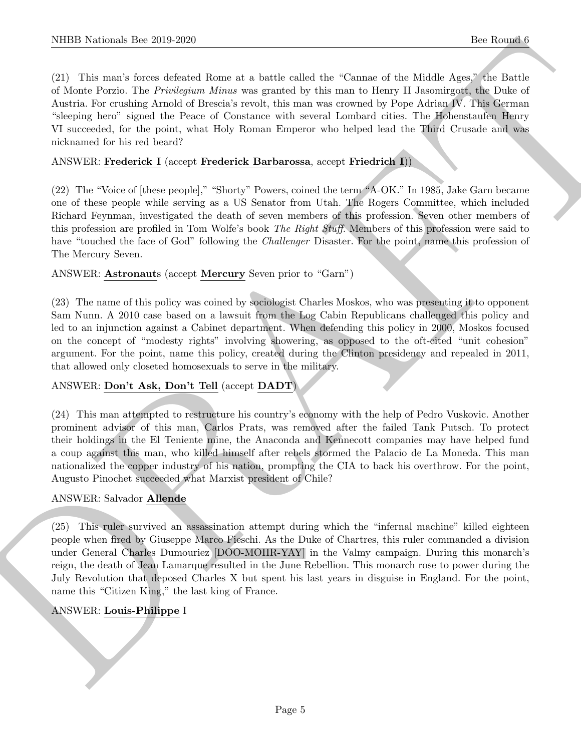(21) This man's forces defeated Rome at a battle called the "Cannae of the Middle Ages," the Battle of Monte Porzio. The *Privilegium Minus* was granted by this man to Henry II Jasomirgott, the Duke of Austria. For crushing Arnold of Brescia's revolt, this man was crowned by Pope Adrian IV. This German "sleeping hero" signed the Peace of Constance with several Lombard cities. The Hohenstaufen Henry VI succeeded, for the point, what Holy Roman Emperor who helped lead the Third Crusade and was nicknamed for his red beard?

ANSWER: **Frederick I** (accept **Frederick Barbarossa**, accept **Friedrich I**))

(22) The "Voice of [these people]," "Shorty" Powers, coined the term "A-OK." In 1985, Jake Garn became one of these people while serving as a US Senator from Utah. The Rogers Committee, which included Richard Feynman, investigated the death of seven members of this profession. Seven other members of this profession are profiled in Tom Wolfe's book *The Right Stuff*. Members of this profession were said to have "touched the face of God" following the *Challenger* Disaster. For the point, name this profession of The Mercury Seven.

ANSWER: **Astronaut**s (accept **Mercury** Seven prior to "Garn")

(23) The name of this policy was coined by sociologist Charles Moskos, who was presenting it to opponent Sam Nunn. A 2010 case based on a lawsuit from the Log Cabin Republicans challenged this policy and led to an injunction against a Cabinet department. When defending this policy in 2000, Moskos focused on the concept of "modesty rights" involving showering, as opposed to the oft-cited "unit cohesion" argument. For the point, name this policy, created during the Clinton presidency and repealed in 2011, that allowed only closeted homosexuals to serve in the military.

ANSWER: **Don't Ask, Don't Tell** (accept **DADT**)

(24) This man attempted to restructure his country's economy with the help of Pedro Vuskovic. Another prominent advisor of this man, Carlos Prats, was removed after the failed Tank Putsch. To protect their holdings in the El Teniente mine, the Anaconda and Kennecott companies may have helped fund a coup against this man, who killed himself after rebels stormed the Palacio de La Moneda. This man nationalized the copper industry of his nation, prompting the CIA to back his overthrow. For the point, Augusto Pinochet succeeded what Marxist president of Chile?

ANSWER: Salvador **Allende**

(25) This ruler survived an assassination attempt during which the "infernal machine" killed eighteen people when fired by Giuseppe Marco Fieschi. As the Duke of Chartres, this ruler commanded a division under General Charles Dumouriez [DOO-MOHR-YAY] in the Valmy campaign. During this monarch's reign, the death of Jean Lamarque resulted in the June Rebellion. This monarch rose to power during the July Revolution that deposed Charles X but spent his last years in disguise in England. For the point, name this "Citizen King," the last king of France.

ANSWER: **Louis-Philippe** I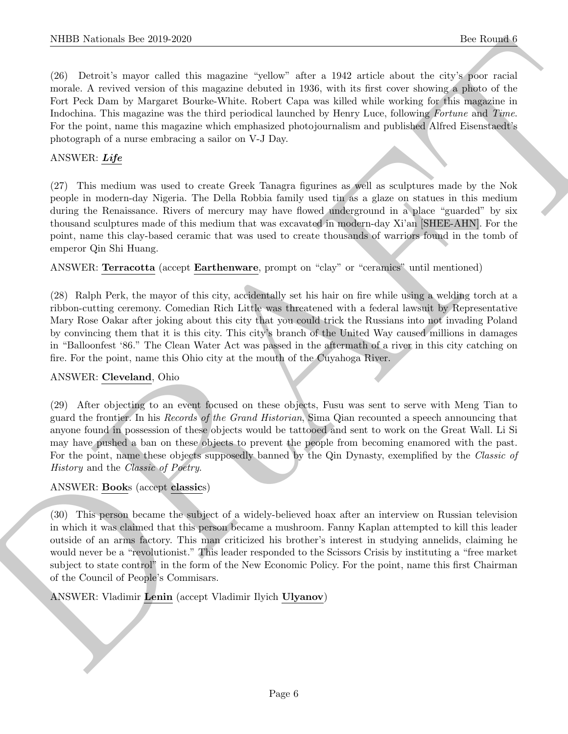(26) Detroit's mayor called this magazine "yellow" after a 1942 article about the city's poor racial morale. A revived version of this magazine debuted in 1936, with its first cover showing a photo of the Fort Peck Dam by Margaret Bourke-White. Robert Capa was killed while working for this magazine in Indochina. This magazine was the third periodical launched by Henry Luce, following *Fortune* and *Time*. For the point, name this magazine which emphasized photojournalism and published Alfred Eisenstaedt's photograph of a nurse embracing a sailor on V-J Day.

ANSWER: ***Life***

(27) This medium was used to create Greek Tanagra figurines as well as sculptures made by the Nok people in modern-day Nigeria. The Della Robbia family used tin as a glaze on statues in this medium during the Renaissance. Rivers of mercury may have flowed underground in a place "guarded" by six thousand sculptures made of this medium that was excavated in modern-day Xi'an [SHEE-AHN]. For the point, name this clay-based ceramic that was used to create thousands of warriors found in the tomb of emperor Qin Shi Huang.

ANSWER: **Terracotta** (accept **Earthenware**, prompt on "clay" or "ceramics" until mentioned)

(28) Ralph Perk, the mayor of this city, accidentally set his hair on fire while using a welding torch at a ribbon-cutting ceremony. Comedian Rich Little was threatened with a federal lawsuit by Representative Mary Rose Oakar after joking about this city that you could trick the Russians into not invading Poland by convincing them that it is this city. This city's branch of the United Way caused millions in damages in "Balloonfest '86." The Clean Water Act was passed in the aftermath of a river in this city catching on fire. For the point, name this Ohio city at the mouth of the Cuyahoga River.

ANSWER: **Cleveland**, Ohio

(29) After objecting to an event focused on these objects, Fusu was sent to serve with Meng Tian to guard the frontier. In his *Records of the Grand Historian*, Sima Qian recounted a speech announcing that anyone found in possession of these objects would be tattooed and sent to work on the Great Wall. Li Si may have pushed a ban on these objects to prevent the people from becoming enamored with the past. For the point, name these objects supposedly banned by the Qin Dynasty, exemplified by the *Classic of History* and the *Classic of Poetry*.

ANSWER: **Book**s (accept **classic**s)

(30) This person became the subject of a widely-believed hoax after an interview on Russian television in which it was claimed that this person became a mushroom. Fanny Kaplan attempted to kill this leader outside of an arms factory. This man criticized his brother's interest in studying annelids, claiming he would never be a "revolutionist." This leader responded to the Scissors Crisis by instituting a "free market subject to state control" in the form of the New Economic Policy. For the point, name this first Chairman of the Council of People's Commisars.

ANSWER: Vladimir **Lenin** (accept Vladimir Ilyich **Ulyanov**)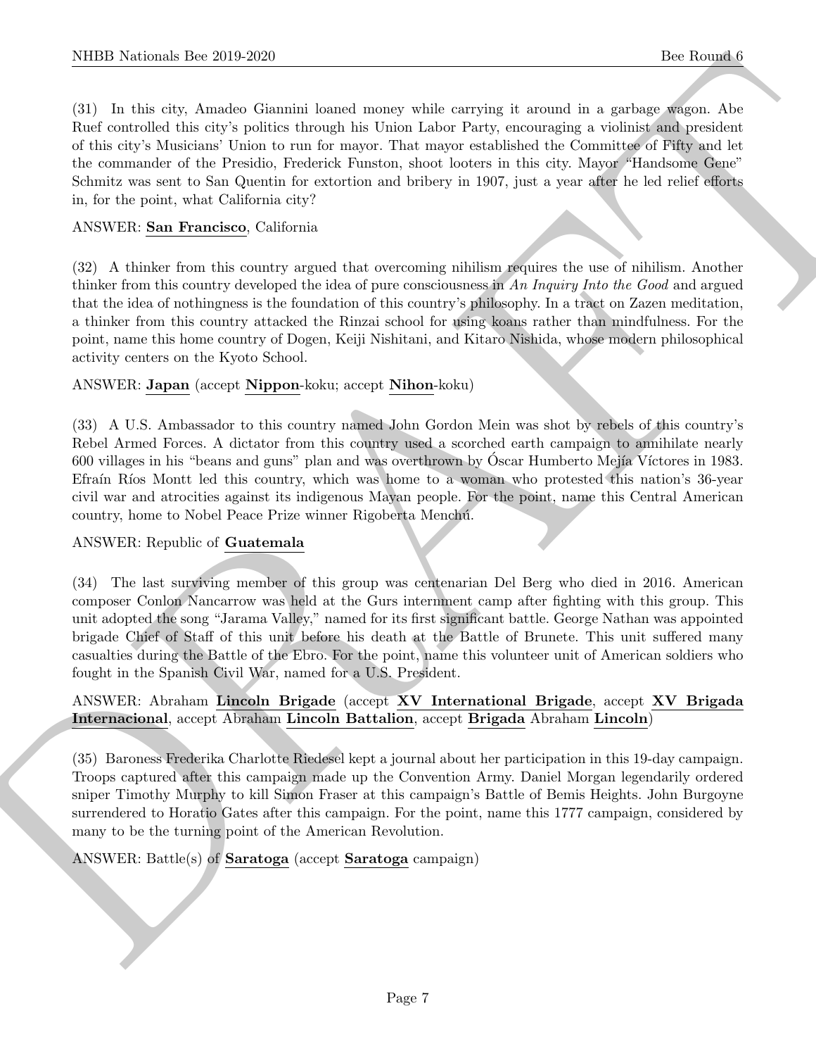(31) In this city, Amadeo Giannini loaned money while carrying it around in a garbage wagon. Abe Ruef controlled this city's politics through his Union Labor Party, encouraging a violinist and president of this city's Musicians' Union to run for mayor. That mayor established the Committee of Fifty and let the commander of the Presidio, Frederick Funston, shoot looters in this city. Mayor "Handsome Gene" Schmitz was sent to San Quentin for extortion and bribery in 1907, just a year after he led relief efforts in, for the point, what California city?

ANSWER: **San Francisco**, California

(32) A thinker from this country argued that overcoming nihilism requires the use of nihilism. Another thinker from this country developed the idea of pure consciousness in *An Inquiry Into the Good* and argued that the idea of nothingness is the foundation of this country's philosophy. In a tract on Zazen meditation, a thinker from this country attacked the Rinzai school for using koans rather than mindfulness. For the point, name this home country of Dogen, Keiji Nishitani, and Kitaro Nishida, whose modern philosophical activity centers on the Kyoto School.

ANSWER: **Japan** (accept **Nippon**-koku; accept **Nihon**-koku)

(33) A U.S. Ambassador to this country named John Gordon Mein was shot by rebels of this country's Rebel Armed Forces. A dictator from this country used a scorched earth campaign to annihilate nearly 600 villages in his "beans and guns" plan and was overthrown by Óscar Humberto Mejía Víctores in 1983. Efraín Ríos Montt led this country, which was home to a woman who protested this nation's 36-year civil war and atrocities against its indigenous Mayan people. For the point, name this Central American country, home to Nobel Peace Prize winner Rigoberta Menchú.

ANSWER: Republic of **Guatemala**

(34) The last surviving member of this group was centenarian Del Berg who died in 2016. American composer Conlon Nancarrow was held at the Gurs internment camp after fighting with this group. This unit adopted the song "Jarama Valley," named for its first significant battle. George Nathan was appointed brigade Chief of Staff of this unit before his death at the Battle of Brunete. This unit suffered many casualties during the Battle of the Ebro. For the point, name this volunteer unit of American soldiers who fought in the Spanish Civil War, named for a U.S. President.

ANSWER: Abraham **Lincoln Brigade** (accept **XV International Brigade**, accept **XV Brigada Internacional**, accept Abraham **Lincoln Battalion**, accept **Brigada** Abraham **Lincoln**)

(35) Baroness Frederika Charlotte Riedesel kept a journal about her participation in this 19-day campaign. Troops captured after this campaign made up the Convention Army. Daniel Morgan legendarily ordered sniper Timothy Murphy to kill Simon Fraser at this campaign's Battle of Bemis Heights. John Burgoyne surrendered to Horatio Gates after this campaign. For the point, name this 1777 campaign, considered by many to be the turning point of the American Revolution.

ANSWER: Battle(s) of **Saratoga** (accept **Saratoga** campaign)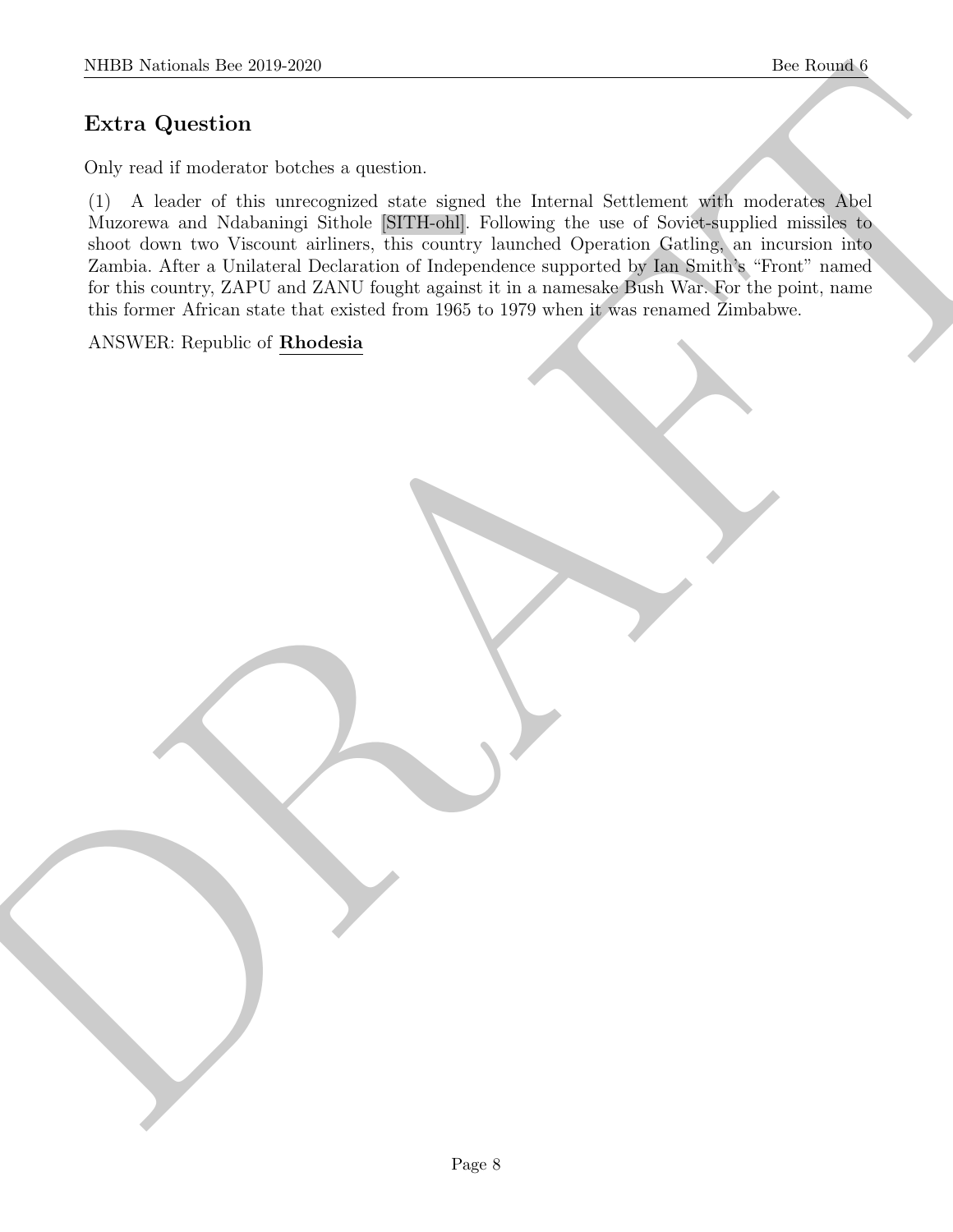## Extra Question

Only read if moderator botches a question.

(1) A leader of this unrecognized state signed the Internal Settlement with moderates Abel Muzorewa and Ndabaningi Sithole [SITH-ohl]. Following the use of Soviet-supplied missiles to shoot down two Viscount airliners, this country launched Operation Gatling, an incursion into Zambia. After a Unilateral Declaration of Independence supported by Ian Smith's "Front" named for this country, ZAPU and ZANU fought against it in a namesake Bush War. For the point, name this former African state that existed from 1965 to 1979 when it was renamed Zimbabwe.

ANSWER: Republic of **Rhodesia**